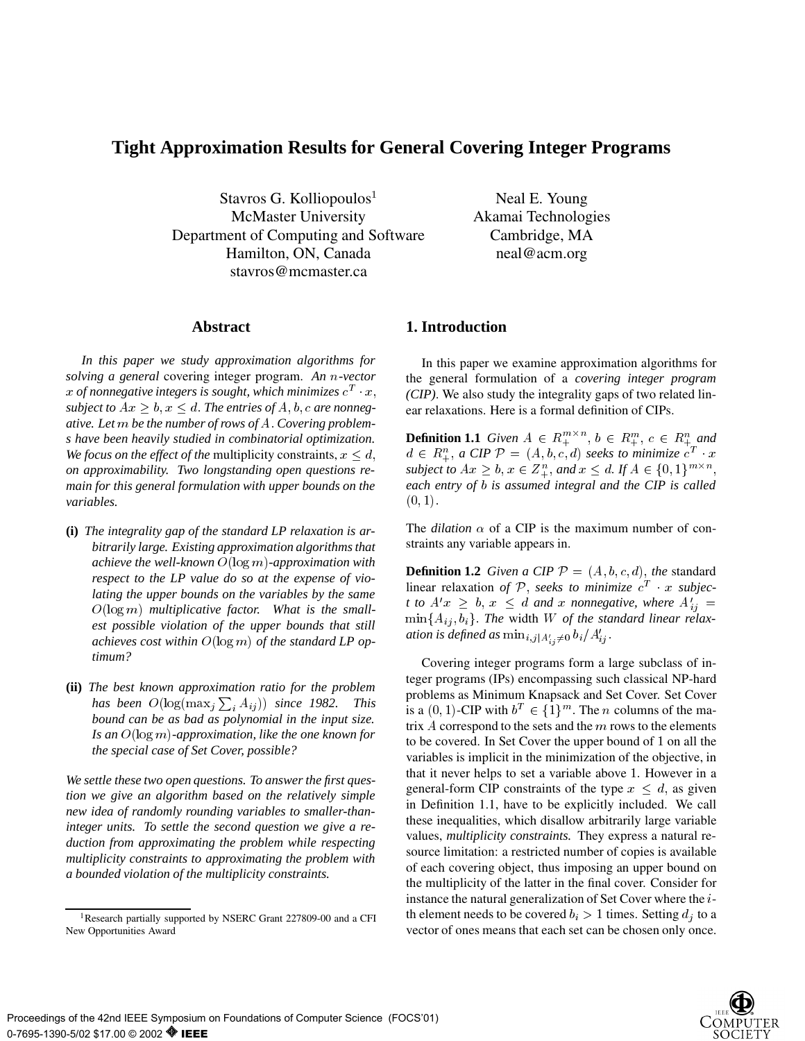# Tight Approximation Results for General Covering Integer Programs

Stavros G. Kolliopoulos[1]
McMaster University
Department of Computing and Software
Hamilton, ON, Canada
stavros@mcmaster.ca

Neal E. Young
Akamai Technologies
Cambridge, MA
neal@acm.org

## Abstract

*In this paper we study approximation algorithms for solving a general* covering integer program. *An $n$-vector $x$ of nonnegative integers is sought, which minimizes $c^T \cdot x$, subject to $Ax \geq b, x \leq d$. The entries of $A, b, c$ are nonnegative. Let $m$ be the number of rows of $A$. Covering problems have been heavily studied in combinatorial optimization. We focus on the effect of the* multiplicity constraints, $x \leq d$, *on approximability. Two longstanding open questions remain for this general formulation with upper bounds on the variables.*

- **(i)** *The integrality gap of the standard LP relaxation is arbitrarily large. Existing approximation algorithms that achieve the well-known $O(\log m)$-approximation with respect to the LP value do so at the expense of violating the upper bounds on the variables by the same $O(\log m)$ multiplicative factor. What is the smallest possible violation of the upper bounds that still achieves cost within $O(\log m)$ of the standard LP optimum?*

- **(ii)** *The best known approximation ratio for the problem has been $O(\log(\max_j \sum_i A_{ij}))$ since 1982. This bound can be as bad as polynomial in the input size. Is an $O(\log m)$-approximation, like the one known for the special case of Set Cover, possible?*

*We settle these two open questions. To answer the first question we give an algorithm based on the relatively simple new idea of randomly rounding variables to smaller-than-integer units. To settle the second question we give a reduction from approximating the problem while respecting multiplicity constraints to approximating the problem with a bounded violation of the multiplicity constraints.*

[1] Research partially supported by NSERC Grant 227809-00 and a CFI New Opportunities Award

## 1. Introduction

In this paper we examine approximation algorithms for the general formulation of a *covering integer program (CIP)*. We also study the integrality gaps of two related linear relaxations. Here is a formal definition of CIPs.

**Definition 1.1** *Given $A \in R_+^{m \times n}$, $b \in R_+^m$, $c \in R_+^n$ and $d \in R_+^n$, a CIP $\mathcal{P} = (A, b, c, d)$ seeks to minimize $c^T \cdot x$ subject to $Ax \geq b$, $x \in Z_+^n$, and $x \leq d$. If $A \in \{0,1\}^{m \times n}$, each entry of $b$ is assumed integral and the CIP is called $(0,1)$.*

The *dilation* $\alpha$ of a CIP is the maximum number of constraints any variable appears in.

**Definition 1.2** *Given a CIP $\mathcal{P} = (A, b, c, d)$, the* standard linear relaxation *of $\mathcal{P}$, seeks to minimize $c^T \cdot x$ subject to $A'x \geq b$, $x \leq d$ and $x$ nonnegative, where $A'_{ij} = \min\{A_{ij}, b_i\}$. The* width *$W$ of the standard linear relaxation is defined as $\min_{i,j | A'_{ij} \neq 0} b_i / A'_{ij}$.*

Covering integer programs form a large subclass of integer programs (IPs) encompassing such classical NP-hard problems as Minimum Knapsack and Set Cover. Set Cover is a $(0,1)$-CIP with $b^T \in \{1\}^m$. The $n$ columns of the matrix $A$ correspond to the sets and the $m$ rows to the elements to be covered. In Set Cover the upper bound of 1 on all the variables is implicit in the minimization of the objective, in that it never helps to set a variable above 1. However in a general-form CIP constraints of the type $x \leq d$, as given in Definition 1.1, have to be explicitly included. We call these inequalities, which disallow arbitrarily large variable values, *multiplicity constraints.* They express a natural resource limitation: a restricted number of copies is available of each covering object, thus imposing an upper bound on the multiplicity of the latter in the final cover. Consider for instance the natural generalization of Set Cover where the $i$-th element needs to be covered $b_i > 1$ times. Setting $d_j$ to a vector of ones means that each set can be chosen only once.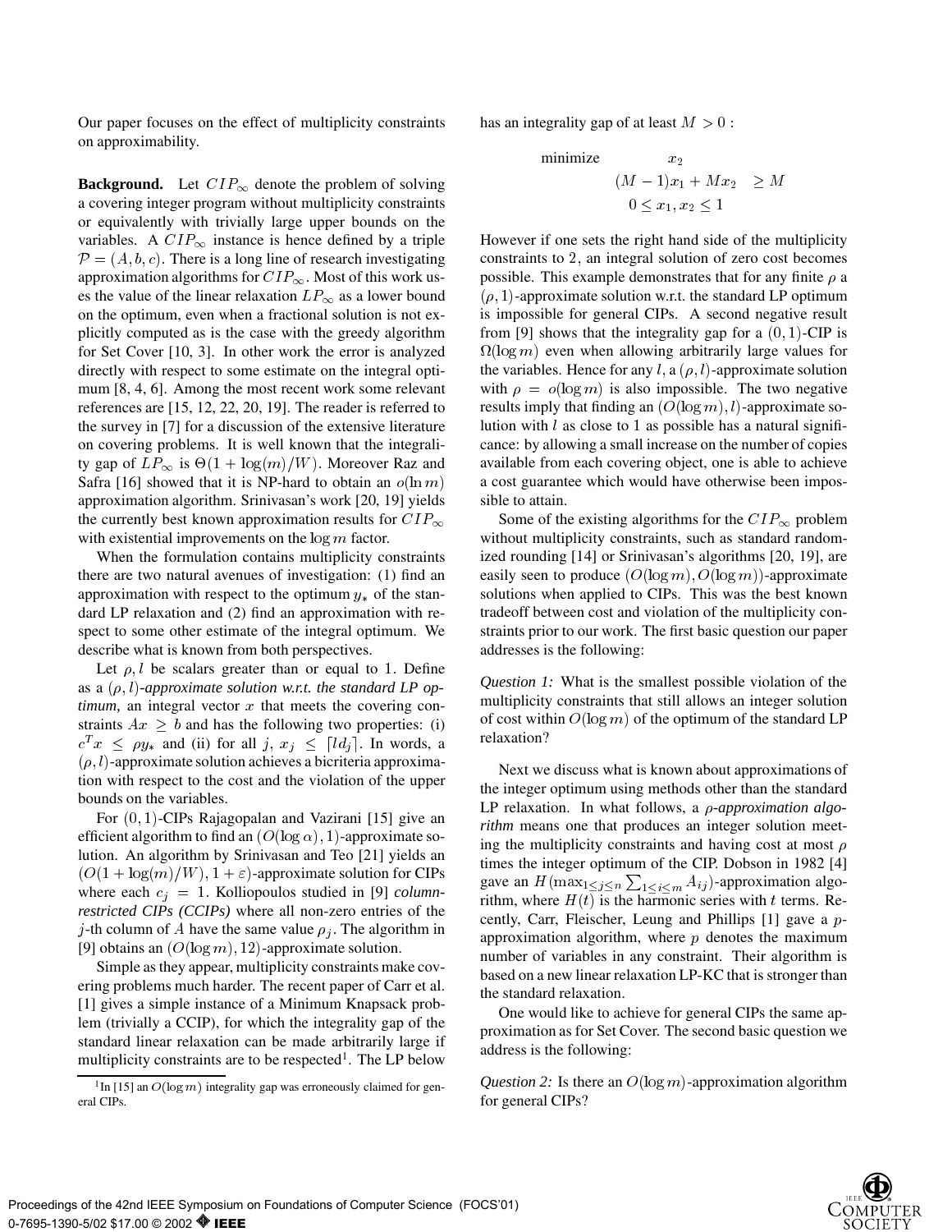Our paper focuses on the effect of multiplicity constraints on approximability.

**Background.** Let $CIP_\infty$ denote the problem of solving a covering integer program without multiplicity constraints or equivalently with trivially large upper bounds on the variables. A $CIP_\infty$ instance is hence defined by a triple $\mathcal{P} = (A, b, c)$. There is a long line of research investigating approximation algorithms for $CIP_\infty$. Most of this work uses the value of the linear relaxation $LP_\infty$ as a lower bound on the optimum, even when a fractional solution is not explicitly computed as is the case with the greedy algorithm for Set Cover [10, 3]. In other work the error is analyzed directly with respect to some estimate on the integral optimum [8, 4, 6]. Among the most recent work some relevant references are [15, 12, 22, 20, 19]. The reader is referred to the survey in [7] for a discussion of the extensive literature on covering problems. It is well known that the integrality gap of $LP_\infty$ is $\Theta(1 + \log(m)/W)$. Moreover Raz and Safra [16] showed that it is NP-hard to obtain an $o(\ln m)$ approximation algorithm. Srinivasan's work [20, 19] yields the currently best known approximation results for $CIP_\infty$ with existential improvements on the $\log m$ factor.

When the formulation contains multiplicity constraints there are two natural avenues of investigation: (1) find an approximation with respect to the optimum $y_*$ of the standard LP relaxation and (2) find an approximation with respect to some other estimate of the integral optimum. We describe what is known from both perspectives.

Let $\rho, l$ be scalars greater than or equal to 1. Define as a $(\rho, l)$*-approximate solution w.r.t. the standard LP optimum,* an integral vector $x$ that meets the covering constraints $Ax \geq b$ and has the following two properties: (i) $c^T x \leq \rho y_*$ and (ii) for all $j$, $x_j \leq \lceil l d_j \rceil$. In words, a $(\rho, l)$-approximate solution achieves a bicriteria approximation with respect to the cost and the violation of the upper bounds on the variables.

For $(0,1)$-CIPs Rajagopalan and Vazirani [15] give an efficient algorithm to find an $(O(\log \alpha), 1)$-approximate solution. An algorithm by Srinivasan and Teo [21] yields an $(O(1 + \log(m)/W), 1 + \varepsilon)$-approximate solution for CIPs where each $c_j = 1$. Kolliopoulos studied in [9] *column-restricted CIPs (CCIPs)* where all non-zero entries of the $j$-th column of $A$ have the same value $\rho_j$. The algorithm in [9] obtains an $(O(\log m), 12)$-approximate solution.

Simple as they appear, multiplicity constraints make covering problems much harder. The recent paper of Carr et al. [1] gives a simple instance of a Minimum Knapsack problem (trivially a CCIP), for which the integrality gap of the standard linear relaxation can be made arbitrarily large if multiplicity constraints are to be respected[1]. The LP below has an integrality gap of at least $M > 0$ :

$$
\begin{aligned}
\text{minimize} \quad & x_2 \\
& (M-1)x_1 + M x_2 \geq M \\
& 0 \leq x_1, x_2 \leq 1
\end{aligned}
$$

However if one sets the right hand side of the multiplicity constraints to 2, an integral solution of zero cost becomes possible. This example demonstrates that for any finite $\rho$ a $(\rho, 1)$-approximate solution w.r.t. the standard LP optimum is impossible for general CIPs. A second negative result from [9] shows that the integrality gap for a $(0,1)$-CIP is $\Omega(\log m)$ even when allowing arbitrarily large values for the variables. Hence for any $l$, a $(\rho, l)$-approximate solution with $\rho = o(\log m)$ is also impossible. The two negative results imply that finding an $(O(\log m), l)$-approximate solution with $l$ as close to 1 as possible has a natural significance: by allowing a small increase on the number of copies available from each covering object, one is able to achieve a cost guarantee which would have otherwise been impossible to attain.

Some of the existing algorithms for the $CIP_\infty$ problem without multiplicity constraints, such as standard randomized rounding [14] or Srinivasan's algorithms [20, 19], are easily seen to produce $(O(\log m), O(\log m))$-approximate solutions when applied to CIPs. This was the best known tradeoff between cost and violation of the multiplicity constraints prior to our work. The first basic question our paper addresses is the following:

*Question 1:* What is the smallest possible violation of the multiplicity constraints that still allows an integer solution of cost within $O(\log m)$ of the optimum of the standard LP relaxation?

Next we discuss what is known about approximations of the integer optimum using methods other than the standard LP relaxation. In what follows, a $\rho$*-approximation algorithm* means one that produces an integer solution meeting the multiplicity constraints and having cost at most $\rho$ times the integer optimum of the CIP. Dobson in 1982 [4] gave an $H(\max_{1 \leq j \leq n} \sum_{1 \leq i \leq m} A_{ij})$-approximation algorithm, where $H(t)$ is the harmonic series with $t$ terms. Recently, Carr, Fleischer, Leung and Phillips [1] gave a $p$-approximation algorithm, where $p$ denotes the maximum number of variables in any constraint. Their algorithm is based on a new linear relaxation LP-KC that is stronger than the standard relaxation.

One would like to achieve for general CIPs the same approximation as for Set Cover. The second basic question we address is the following:

*Question 2:* Is there an $O(\log m)$-approximation algorithm for general CIPs?

[1] In [15] an $O(\log m)$ integrality gap was erroneously claimed for general CIPs.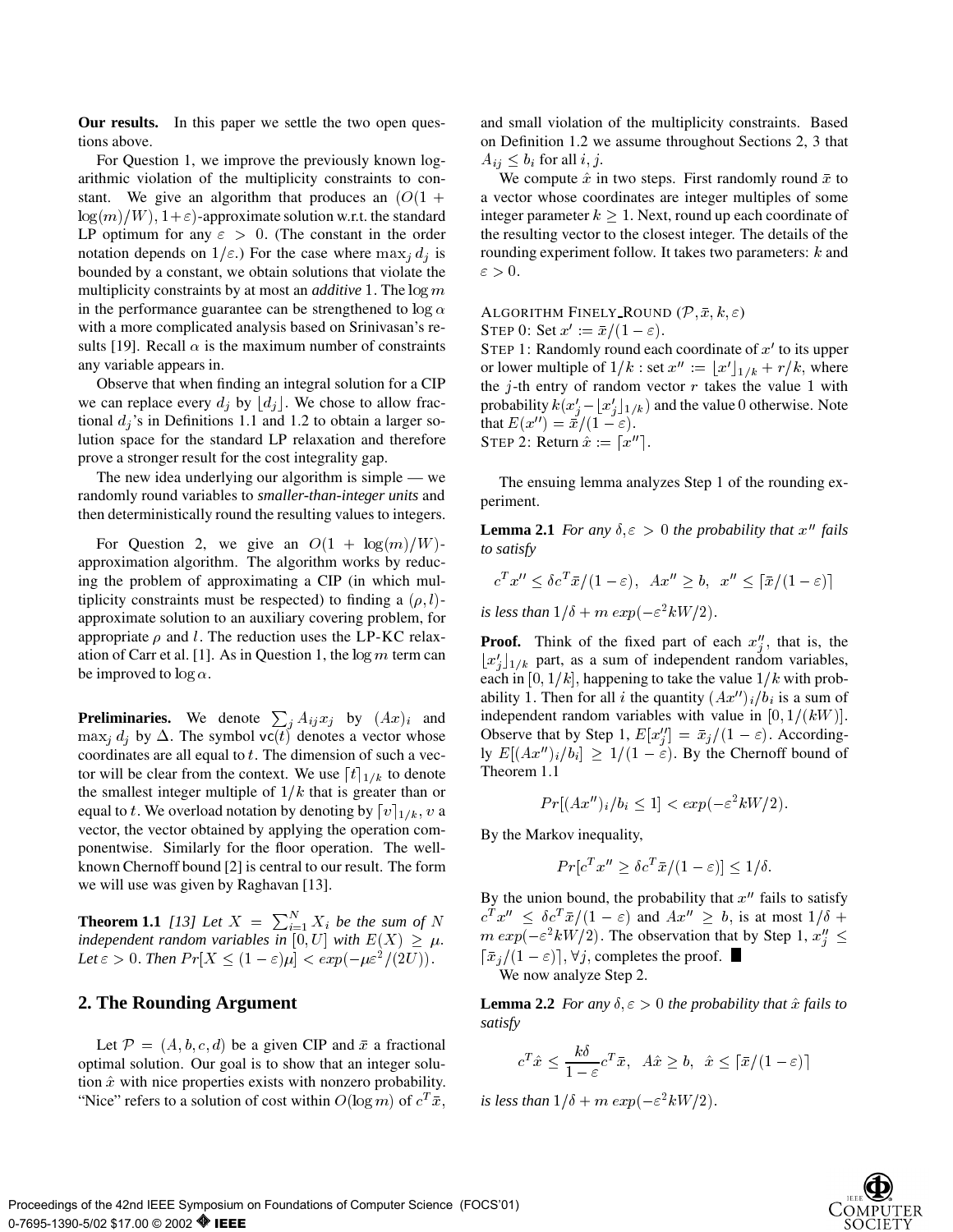**Our results.** In this paper we settle the two open questions above.

For Question 1, we improve the previously known logarithmic violation of the multiplicity constraints to constant. We give an algorithm that produces an $(O(1 + \log(m)/W), 1+\varepsilon)$-approximate solution w.r.t. the standard LP optimum for any $\varepsilon > 0$. (The constant in the order notation depends on $1/\varepsilon$.) For the case where $\max_j d_j$ is bounded by a constant, we obtain solutions that violate the multiplicity constraints by at most an *additive* 1. The $\log m$ in the performance guarantee can be strengthened to $\log \alpha$ with a more complicated analysis based on Srinivasan's results [19]. Recall $\alpha$ is the maximum number of constraints any variable appears in.

Observe that when finding an integral solution for a CIP we can replace every $d_j$ by $\lfloor d_j \rfloor$. We chose to allow fractional $d_j$'s in Definitions 1.1 and 1.2 to obtain a larger solution space for the standard LP relaxation and therefore prove a stronger result for the cost integrality gap.

The new idea underlying our algorithm is simple — we randomly round variables to *smaller-than-integer units* and then deterministically round the resulting values to integers.

For Question 2, we give an $O(1 + \log(m)/W)$-approximation algorithm. The algorithm works by reducing the problem of approximating a CIP (in which multiplicity constraints must be respected) to finding a $(\rho, l)$-approximate solution to an auxiliary covering problem, for appropriate $\rho$ and $l$. The reduction uses the LP-KC relaxation of Carr et al. [1]. As in Question 1, the $\log m$ term can be improved to $\log \alpha$.

**Preliminaries.** We denote $\sum_j A_{ij} x_j$ by $(Ax)_i$ and $\max_j d_j$ by $\Delta$. The symbol $\mathsf{vc}(t)$ denotes a vector whose coordinates are all equal to $t$. The dimension of such a vector will be clear from the context. We use $\lceil t \rceil_{1/k}$ to denote the smallest integer multiple of $1/k$ that is greater than or equal to $t$. We overload notation by denoting by $\lceil v \rceil_{1/k}$, $v$ a vector, the vector obtained by applying the operation componentwise. Similarly for the floor operation. The well-known Chernoff bound [2] is central to our result. The form we will use was given by Raghavan [13].

**Theorem 1.1** *[13] Let $X = \sum_{i=1}^{N} X_i$ be the sum of $N$ independent random variables in $[0, U]$ with $E(X) \geq \mu$. Let $\varepsilon > 0$. Then $Pr[X \leq (1-\varepsilon)\mu] < exp(-\mu\varepsilon^2/(2U))$.*

## 2. The Rounding Argument

Let $\mathcal{P} = (A, b, c, d)$ be a given CIP and $\bar{x}$ a fractional optimal solution. Our goal is to show that an integer solution $\hat{x}$ with nice properties exists with nonzero probability. "Nice" refers to a solution of cost within $O(\log m)$ of $c^T\bar{x}$, and small violation of the multiplicity constraints. Based on Definition 1.2 we assume throughout Sections 2, 3 that $A_{ij} \leq b_i$ for all $i, j$.

We compute $\hat{x}$ in two steps. First randomly round $\bar{x}$ to a vector whose coordinates are integer multiples of some integer parameter $k \geq 1$. Next, round up each coordinate of the resulting vector to the closest integer. The details of the rounding experiment follow. It takes two parameters: $k$ and $\varepsilon > 0$.

ALGORITHM FINELY_ROUND $(\mathcal{P}, \bar{x}, k, \varepsilon)$
STEP 0: Set $x' := \bar{x}/(1-\varepsilon)$.
STEP 1: Randomly round each coordinate of $x'$ to its upper or lower multiple of $1/k$ : set $x'' := \lfloor x' \rfloor_{1/k} + r/k$, where the $j$-th entry of random vector $r$ takes the value 1 with probability $k(x'_j - \lfloor x'_j \rfloor_{1/k})$ and the value 0 otherwise. Note that $E(x'') = \bar{x}/(1-\varepsilon)$.
STEP 2: Return $\hat{x} := \lceil x'' \rceil$.

The ensuing lemma analyzes Step 1 of the rounding experiment.

**Lemma 2.1** *For any $\delta, \varepsilon > 0$ the probability that $x''$ fails to satisfy*

$$c^T x'' \leq \delta c^T \bar{x}/(1-\varepsilon), \;\; Ax'' \geq b, \;\; x'' \leq \lceil \bar{x}/(1-\varepsilon) \rceil$$

*is less than $1/\delta + m\, exp(-\varepsilon^2 kW/2)$.*

**Proof.** Think of the fixed part of each $x''_j$, that is, the $\lfloor x'_j \rfloor_{1/k}$ part, as a sum of independent random variables, each in $[0, 1/k]$, happening to take the value $1/k$ with probability 1. Then for all $i$ the quantity $(Ax'')_i/b_i$ is a sum of independent random variables with value in $[0, 1/(kW)]$. Observe that by Step 1, $E[x''_j] = \bar{x}_j/(1-\varepsilon)$. Accordingly $E[(Ax'')_i/b_i] \geq 1/(1-\varepsilon)$. By the Chernoff bound of Theorem 1.1

$$Pr[(Ax'')_i/b_i \leq 1] < exp(-\varepsilon^2 kW/2).$$

By the Markov inequality,

$$Pr[c^T x'' \geq \delta c^T \bar{x}/(1-\varepsilon)] \leq 1/\delta.$$

By the union bound, the probability that $x''$ fails to satisfy $c^T x'' \leq \delta c^T \bar{x}/(1-\varepsilon)$ and $Ax'' \geq b$, is at most $1/\delta + m\, exp(-\varepsilon^2 kW/2)$. The observation that by Step 1, $x''_j \leq \lceil \bar{x}_j/(1-\varepsilon) \rceil, \forall j$, completes the proof. ∎

We now analyze Step 2.

**Lemma 2.2** *For any $\delta, \varepsilon > 0$ the probability that $\hat{x}$ fails to satisfy*

$$c^T \hat{x} \leq \frac{k\delta}{1-\varepsilon} c^T \bar{x}, \;\; A\hat{x} \geq b, \;\; \hat{x} \leq \lceil \bar{x}/(1-\varepsilon) \rceil$$

*is less than $1/\delta + m\, exp(-\varepsilon^2 kW/2)$.*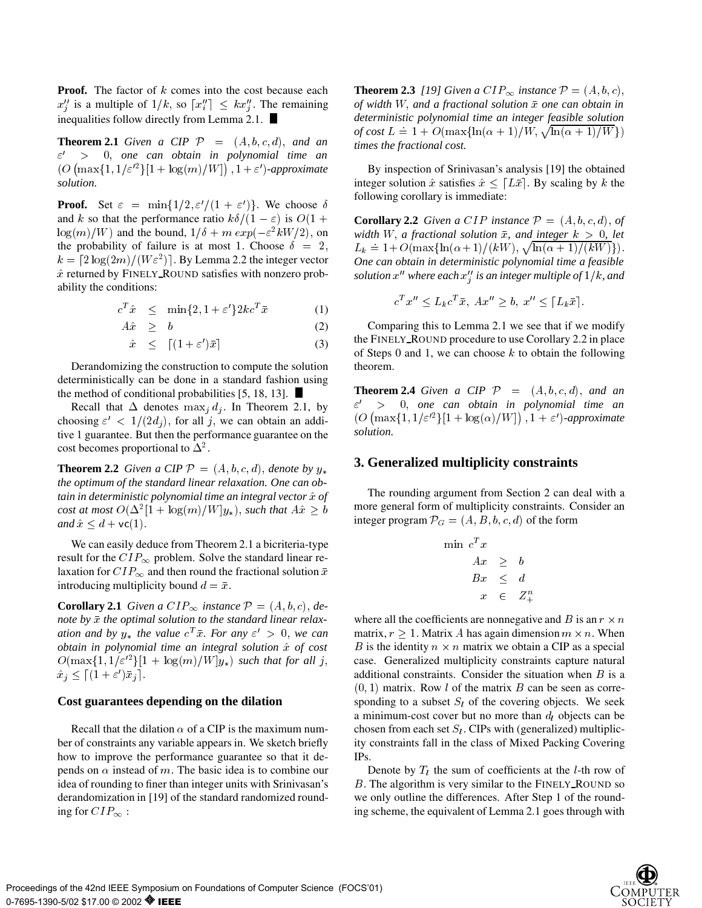**Proof.** The factor of $k$ comes into the cost because each $x''_j$ is a multiple of $1/k$, so $\lceil x''_i \rceil \leq kx''_j$. The remaining inequalities follow directly from Lemma 2.1. ∎

**Theorem 2.1** *Given a CIP $\mathcal{P} = (A, b, c, d)$, and an $\varepsilon' > 0$, one can obtain in polynomial time an $\left(O\left(\max\{1, 1/\varepsilon'^2\}[1 + \log(m)/W]\right), 1 + \varepsilon'\right)$-approximate solution.*

**Proof.** Set $\varepsilon = \min\{1/2, \varepsilon'/(1+\varepsilon')\}$. We choose $\delta$ and $k$ so that the performance ratio $k\delta/(1-\varepsilon)$ is $O(1 + \log(m)/W)$ and the bound, $1/\delta + m\, exp(-\varepsilon^2 kW/2)$, on the probability of failure is at most 1. Choose $\delta = 2$, $k = \lceil 2\log(2m)/(W\varepsilon^2) \rceil$. By Lemma 2.2 the integer vector $\hat{x}$ returned by FINELY_ROUND satisfies with nonzero probability the conditions:

$$c^T\hat{x} \leq \min\{2, 1+\varepsilon'\}2kc^T\bar{x} \tag{1}$$

$$A\hat{x} \geq b \tag{2}$$

$$\hat{x} \leq \lceil (1+\varepsilon')\bar{x} \rceil \tag{3}$$

Derandomizing the construction to compute the solution deterministically can be done in a standard fashion using the method of conditional probabilities [5, 18, 13]. ∎

Recall that $\Delta$ denotes $\max_j d_j$. In Theorem 2.1, by choosing $\varepsilon' < 1/(2d_j)$, for all $j$, we can obtain an additive 1 guarantee. But then the performance guarantee on the cost becomes proportional to $\Delta^2$.

**Theorem 2.2** *Given a CIP $\mathcal{P} = (A, b, c, d)$, denote by $y_*$ the optimum of the standard linear relaxation. One can obtain in deterministic polynomial time an integral vector $\hat{x}$ of cost at most $O(\Delta^2[1 + \log(m)/W]y_*)$, such that $A\hat{x} \geq b$ and $\hat{x} \leq d + \mathsf{vc}(1)$.*

We can easily deduce from Theorem 2.1 a bicriteria-type result for the $CIP_\infty$ problem. Solve the standard linear relaxation for $CIP_\infty$ and then round the fractional solution $\bar{x}$ introducing multiplicity bound $d = \bar{x}$.

**Corollary 2.1** *Given a $CIP_\infty$ instance $\mathcal{P} = (A, b, c)$, denote by $\bar{x}$ the optimal solution to the standard linear relaxation and by $y_*$ the value $c^T\bar{x}$. For any $\varepsilon' > 0$, we can obtain in polynomial time an integral solution $\hat{x}$ of cost $O(\max\{1, 1/\varepsilon'^2\}[1 + \log(m)/W]y_*)$ such that for all $j$, $\hat{x}_j \leq \lceil (1+\varepsilon')\bar{x}_j \rceil$.*

### Cost guarantees depending on the dilation

Recall that the dilation $\alpha$ of a CIP is the maximum number of constraints any variable appears in. We sketch briefly how to improve the performance guarantee so that it depends on $\alpha$ instead of $m$. The basic idea is to combine our idea of rounding to finer than integer units with Srinivasan's derandomization in [19] of the standard randomized rounding for $CIP_\infty$ :

**Theorem 2.3** *[19] Given a $CIP_\infty$ instance $\mathcal{P} = (A, b, c)$, of width $W$, and a fractional solution $\bar{x}$ one can obtain in deterministic polynomial time an integer feasible solution of cost $L \doteq 1 + O(\max\{\ln(\alpha+1)/W, \sqrt{\ln(\alpha+1)/W}\})$ times the fractional cost.*

By inspection of Srinivasan's analysis [19] the obtained integer solution $\hat{x}$ satisfies $\hat{x} \leq \lceil L\bar{x} \rceil$. By scaling by $k$ the following corollary is immediate:

**Corollary 2.2** *Given a $CIP$ instance $\mathcal{P} = (A, b, c, d)$, of width $W$, a fractional solution $\bar{x}$, and integer $k > 0$, let $L_k \doteq 1 + O(\max\{\ln(\alpha+1)/(kW), \sqrt{\ln(\alpha+1)/(kW)}\})$. One can obtain in deterministic polynomial time a feasible solution $x''$ where each $x''_j$ is an integer multiple of $1/k$, and*

$$c^T x'' \leq L_k c^T \bar{x},\ Ax'' \geq b,\ x'' \leq \lceil L_k \bar{x} \rceil.$$

Comparing this to Lemma 2.1 we see that if we modify the FINELY_ROUND procedure to use Corollary 2.2 in place of Steps 0 and 1, we can choose $k$ to obtain the following theorem.

**Theorem 2.4** *Given a CIP $\mathcal{P} = (A, b, c, d)$, and an $\varepsilon' > 0$, one can obtain in polynomial time an $\left(O\left(\max\{1, 1/\varepsilon'^2\}[1 + \log(\alpha)/W]\right), 1 + \varepsilon'\right)$-approximate solution.*

## 3. Generalized multiplicity constraints

The rounding argument from Section 2 can deal with a more general form of multiplicity constraints. Consider an integer program $\mathcal{P}_G = (A, B, b, c, d)$ of the form

$$\begin{aligned} \min\ & c^T x \\ & Ax \geq b \\ & Bx \leq d \\ & x \in Z^n_+ \end{aligned}$$

where all the coefficients are nonnegative and $B$ is an $r \times n$ matrix, $r \geq 1$. Matrix $A$ has again dimension $m \times n$. When $B$ is the identity $n \times n$ matrix we obtain a CIP as a special case. Generalized multiplicity constraints capture natural additional constraints. Consider the situation when $B$ is a $(0, 1)$ matrix. Row $l$ of the matrix $B$ can be seen as corresponding to a subset $S_l$ of the covering objects. We seek a minimum-cost cover but no more than $d_l$ objects can be chosen from each set $S_l$. CIPs with (generalized) multiplicity constraints fall in the class of Mixed Packing Covering IPs.

Denote by $T_l$ the sum of coefficients at the $l$-th row of $B$. The algorithm is very similar to the FINELY_ROUND so we only outline the differences. After Step 1 of the rounding scheme, the equivalent of Lemma 2.1 goes through with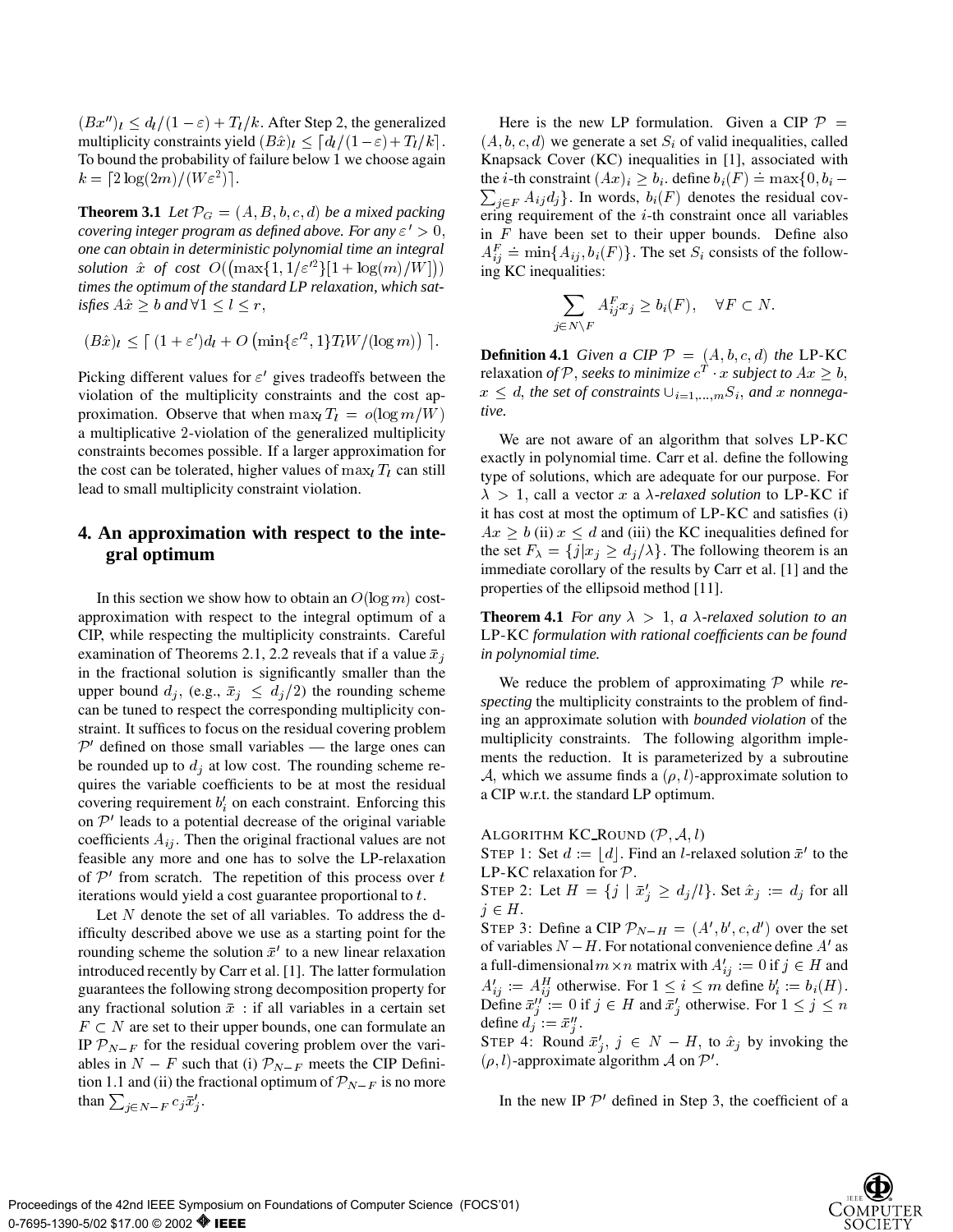$(Bx'')_l \leq d_l/(1-\varepsilon) + T_l/k$. After Step 2, the generalized multiplicity constraints yield $(B\hat{x})_l \leq \lceil d_l/(1-\varepsilon) + T_l/k \rceil$. To bound the probability of failure below 1 we choose again $k = \lceil 2\log(2m)/(W\varepsilon^2) \rceil$.

**Theorem 3.1** *Let $\mathcal{P}_G = (A, B, b, c, d)$ be a mixed packing covering integer program as defined above. For any $\varepsilon' > 0$, one can obtain in deterministic polynomial time an integral solution $\hat{x}$ of cost $O\big((\max\{1, 1/\varepsilon'^2\}[1 + \log(m)/W]\big))$ times the optimum of the standard LP relaxation, which satisfies $A\hat{x} \geq b$ and $\forall 1 \leq l \leq r$,*

$$(B\hat{x})_l \leq \lceil\, (1+\varepsilon')d_l + O\left(\min\{\varepsilon'^2, 1\} T_l W / (\log m)\right)\, \rceil.$$

Picking different values for $\varepsilon'$ gives tradeoffs between the violation of the multiplicity constraints and the cost approximation. Observe that when $\max_l T_l = o(\log m/W)$ a multiplicative 2-violation of the generalized multiplicity constraints becomes possible. If a larger approximation for the cost can be tolerated, higher values of $\max_l T_l$ can still lead to small multiplicity constraint violation.

## 4. An approximation with respect to the integral optimum

In this section we show how to obtain an $O(\log m)$ cost-approximation with respect to the integral optimum of a CIP, while respecting the multiplicity constraints. Careful examination of Theorems 2.1, 2.2 reveals that if a value $\bar{x}_j$ in the fractional solution is significantly smaller than the upper bound $d_j$, (e.g., $\bar{x}_j \leq d_j/2$) the rounding scheme can be tuned to respect the corresponding multiplicity constraint. It suffices to focus on the residual covering problem $\mathcal{P}'$ defined on those small variables — the large ones can be rounded up to $d_j$ at low cost. The rounding scheme requires the variable coefficients to be at most the residual covering requirement $b'_i$ on each constraint. Enforcing this on $\mathcal{P}'$ leads to a potential decrease of the original variable coefficients $A_{ij}$. Then the original fractional values are not feasible any more and one has to solve the LP-relaxation of $\mathcal{P}'$ from scratch. The repetition of this process over $t$ iterations would yield a cost guarantee proportional to $t$.

Let $N$ denote the set of all variables. To address the difficulty described above we use as a starting point for the rounding scheme the solution $\bar{x}'$ to a new linear relaxation introduced recently by Carr et al. [1]. The latter formulation guarantees the following strong decomposition property for any fractional solution $\bar{x}$ : if all variables in a certain set $F \subset N$ are set to their upper bounds, one can formulate an IP $\mathcal{P}_{N-F}$ for the residual covering problem over the variables in $N - F$ such that (i) $\mathcal{P}_{N-F}$ meets the CIP Definition 1.1 and (ii) the fractional optimum of $\mathcal{P}_{N-F}$ is no more than $\sum_{j \in N-F} c_j \bar{x}'_j$.

Here is the new LP formulation. Given a CIP $\mathcal{P} = (A, b, c, d)$ we generate a set $S_i$ of valid inequalities, called Knapsack Cover (KC) inequalities in [1], associated with the $i$-th constraint $(Ax)_i \geq b_i$. define $b_i(F) \doteq \max\{0, b_i - \sum_{j\in F} A_{ij} d_j\}$. In words, $b_i(F)$ denotes the residual covering requirement of the $i$-th constraint once all variables in $F$ have been set to their upper bounds. Define also $A^F_{ij} \doteq \min\{A_{ij}, b_i(F)\}$. The set $S_i$ consists of the following KC inequalities:

$$\sum_{j \in N \setminus F} A^F_{ij} x_j \geq b_i(F), \quad \forall F \subset N.$$

**Definition 4.1** *Given a CIP $\mathcal{P} = (A, b, c, d)$ the* LP-KC *relaxation of $\mathcal{P}$, seeks to minimize $c^T \cdot x$ subject to $Ax \geq b$, $x \leq d$, the set of constraints $\cup_{i=1,\ldots,m} S_i$, and $x$ nonnegative.*

We are not aware of an algorithm that solves LP-KC exactly in polynomial time. Carr et al. define the following type of solutions, which are adequate for our purpose. For $\lambda > 1$, call a vector $x$ a *$\lambda$-relaxed solution* to LP-KC if it has cost at most the optimum of LP-KC and satisfies (i) $Ax \geq b$ (ii) $x \leq d$ and (iii) the KC inequalities defined for the set $F_\lambda = \{j | x_j \geq d_j/\lambda\}$. The following theorem is an immediate corollary of the results by Carr et al. [1] and the properties of the ellipsoid method [11].

**Theorem 4.1** *For any $\lambda > 1$, a $\lambda$-relaxed solution to an* LP-KC *formulation with rational coefficients can be found in polynomial time.*

We reduce the problem of approximating $\mathcal{P}$ while *respecting* the multiplicity constraints to the problem of finding an approximate solution with *bounded violation* of the multiplicity constraints. The following algorithm implements the reduction. It is parameterized by a subroutine $\mathcal{A}$, which we assume finds a $(\rho, l)$-approximate solution to a CIP w.r.t. the standard LP optimum.

ALGORITHM KC_ROUND $(\mathcal{P}, \mathcal{A}, l)$

STEP 1: Set $d := \lfloor d \rfloor$. Find an $l$-relaxed solution $\bar{x}'$ to the LP-KC relaxation for $\mathcal{P}$.

STEP 2: Let $H = \{j \mid \bar{x}'_j \geq d_j/l\}$. Set $\hat{x}_j := d_j$ for all $j \in H$.

STEP 3: Define a CIP $\mathcal{P}_{N-H} = (A', b', c, d')$ over the set of variables $N - H$. For notational convenience define $A'$ as a full-dimensional $m \times n$ matrix with $A'_{ij} := 0$ if $j \in H$ and $A'_{ij} := A^H_{ij}$ otherwise. For $1 \leq i \leq m$ define $b'_i := b_i(H)$. Define $\bar{x}''_j := 0$ if $j \in H$ and $\bar{x}'_j$ otherwise. For $1 \leq j \leq n$ define $d'_j := \bar{x}''_j$.

STEP 4: Round $\bar{x}'_j$, $j \in N - H$, to $\hat{x}_j$ by invoking the $(\rho, l)$-approximate algorithm $\mathcal{A}$ on $\mathcal{P}'$.

In the new IP $\mathcal{P}'$ defined in Step 3, the coefficient of a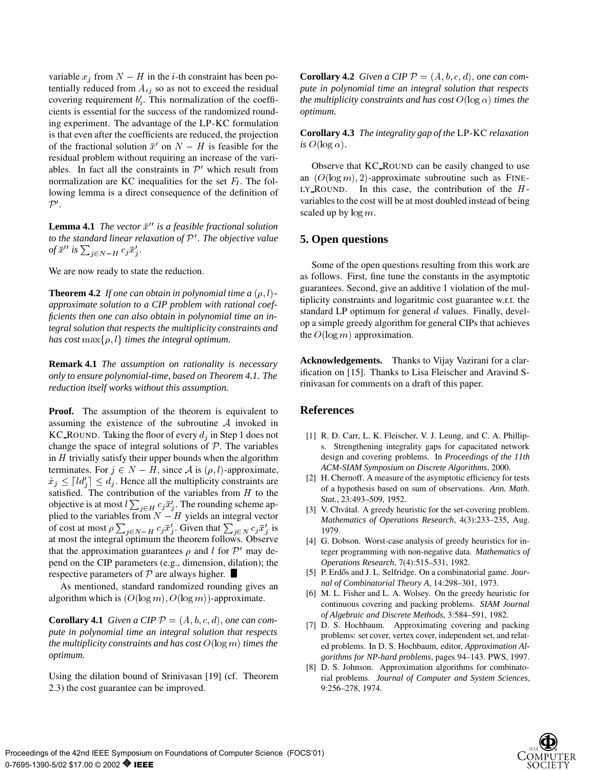variable $x_j$ from $N - H$ in the $i$-th constraint has been potentially reduced from $A_{ij}$ so as not to exceed the residual covering requirement $b'_i$. This normalization of the coefficients is essential for the success of the randomized rounding experiment. The advantage of the LP-KC formulation is that even after the coefficients are reduced, the projection of the fractional solution $\bar{x}'$ on $N - H$ is feasible for the residual problem without requiring an increase of the variables. In fact all the constraints in $\mathcal{P}'$ which result from normalization are KC inequalities for the set $F_l$. The following lemma is a direct consequence of the definition of $\mathcal{P}'$.

**Lemma 4.1** *The vector $\bar{x}''$ is a feasible fractional solution to the standard linear relaxation of $\mathcal{P}'$. The objective value of $\bar{x}''$ is $\sum_{j \in N-H} c_j \bar{x}'_j$.*

We are now ready to state the reduction.

**Theorem 4.2** *If one can obtain in polynomial time a $(\rho, l)$-approximate solution to a CIP problem with rational coefficients then one can also obtain in polynomial time an integral solution that respects the multiplicity constraints and has cost $\max\{\rho, l\}$ times the integral optimum.*

**Remark 4.1** *The assumption on rationality is necessary only to ensure polynomial-time, based on Theorem 4.1. The reduction itself works without this assumption.*

**Proof.** The assumption of the theorem is equivalent to assuming the existence of the subroutine $\mathcal{A}$ invoked in KC_ROUND. Taking the floor of every $d_j$ in Step 1 does not change the space of integral solutions of $\mathcal{P}$. The variables in $H$ trivially satisfy their upper bounds when the algorithm terminates. For $j \in N - H$, since $\mathcal{A}$ is $(\rho, l)$-approximate, $\hat{x}_j \leq \lceil l d'_j \rceil \leq d_j$. Hence all the multiplicity constraints are satisfied. The contribution of the variables from $H$ to the objective is at most $l \sum_{j \in H} c_j \bar{x}'_j$. The rounding scheme applied to the variables from $N - H$ yields an integral vector of cost at most $\rho \sum_{j \in N-H} c_j \bar{x}'_j$. Given that $\sum_{j \in N} c_j \bar{x}'_j$ is at most the integral optimum the theorem follows. Observe that the approximation guarantees $\rho$ and $l$ for $\mathcal{P}'$ may depend on the CIP parameters (e.g., dimension, dilation); the respective parameters of $\mathcal{P}$ are always higher. ∎

As mentioned, standard randomized rounding gives an algorithm which is $(O(\log m), O(\log m))$-approximate.

**Corollary 4.1** *Given a CIP $\mathcal{P} = (A, b, c, d)$, one can compute in polynomial time an integral solution that respects the multiplicity constraints and has cost $O(\log m)$ times the optimum.*

Using the dilation bound of Srinivasan [19] (cf. Theorem 2.3) the cost guarantee can be improved.

**Corollary 4.2** *Given a CIP $\mathcal{P} = (A, b, c, d)$, one can compute in polynomial time an integral solution that respects the multiplicity constraints and has cost $O(\log \alpha)$ times the optimum.*

**Corollary 4.3** *The integrality gap of the* LP-KC *relaxation is $O(\log \alpha)$.*

Observe that KC_ROUND can be easily changed to use an $(O(\log m), 2)$-approximate subroutine such as FINELY_ROUND. In this case, the contribution of the $H$-variables to the cost will be at most doubled instead of being scaled up by $\log m$.

## 5. Open questions

Some of the open questions resulting from this work are as follows. First, fine tune the constants in the asymptotic guarantees. Second, give an additive 1 violation of the multiplicity constraints and logaritmic cost guarantee w.r.t. the standard LP optimum for general $d$ values. Finally, develop a simple greedy algorithm for general CIPs that achieves the $O(\log m)$ approximation.

**Acknowledgements.** Thanks to Vijay Vazirani for a clarification on [15]. Thanks to Lisa Fleischer and Aravind Srinivasan for comments on a draft of this paper.

## References

[1] R. D. Carr, L. K. Fleischer, V. J. Leung, and C. A. Phillips. Strengthening integrality gaps for capacitated network design and covering problems. In *Proceedings of the 11th ACM-SIAM Symposium on Discrete Algorithms*, 2000.

[2] H. Chernoff. A measure of the asymptotic efficiency for tests of a hypothesis based on sum of observations. *Ann. Math. Stat.*, 23:493–509, 1952.

[3] V. Chvátal. A greedy heuristic for the set-covering problem. *Mathematics of Operations Research*, 4(3):233–235, Aug. 1979.

[4] G. Dobson. Worst-case analysis of greedy heuristics for integer programming with non-negative data. *Mathematics of Operations Research*, 7(4):515–531, 1982.

[5] P. Erdős and J. L. Selfridge. On a combinatorial game. *Journal of Combinatorial Theory A*, 14:298–301, 1973.

[6] M. L. Fisher and L. A. Wolsey. On the greedy heuristic for continuous covering and packing problems. *SIAM Journal of Algebraic and Discrete Methods*, 3:584–591, 1982.

[7] D. S. Hochbaum. Approximating covering and packing problems: set cover, vertex cover, independent set, and related problems. In D. S. Hochbaum, editor, *Approximation Algorithms for NP-hard problems*, pages 94–143. PWS, 1997.

[8] D. S. Johnson. Approximation algorithms for combinatorial problems. *Journal of Computer and System Sciences*, 9:256–278, 1974.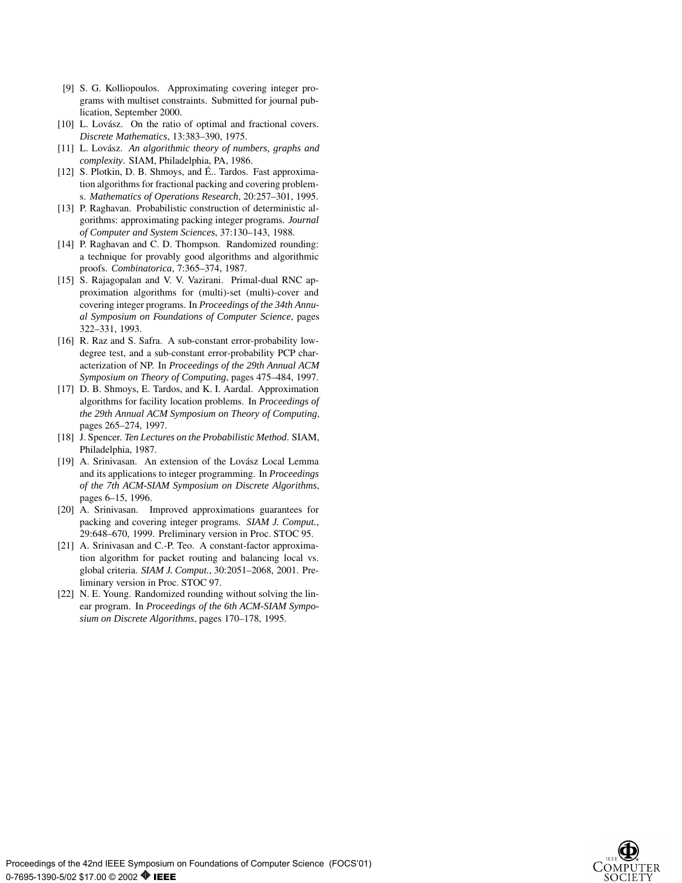[9] S. G. Kolliopoulos. Approximating covering integer programs with multiset constraints. Submitted for journal publication, September 2000.

[10] L. Lovász. On the ratio of optimal and fractional covers. *Discrete Mathematics*, 13:383–390, 1975.

[11] L. Lovász. *An algorithmic theory of numbers, graphs and complexity*. SIAM, Philadelphia, PA, 1986.

[12] S. Plotkin, D. B. Shmoys, and É.. Tardos. Fast approximation algorithms for fractional packing and covering problems. *Mathematics of Operations Research*, 20:257–301, 1995.

[13] P. Raghavan. Probabilistic construction of deterministic algorithms: approximating packing integer programs. *Journal of Computer and System Sciences*, 37:130–143, 1988.

[14] P. Raghavan and C. D. Thompson. Randomized rounding: a technique for provably good algorithms and algorithmic proofs. *Combinatorica*, 7:365–374, 1987.

[15] S. Rajagopalan and V. V. Vazirani. Primal-dual RNC approximation algorithms for (multi)-set (multi)-cover and covering integer programs. In *Proceedings of the 34th Annual Symposium on Foundations of Computer Science*, pages 322–331, 1993.

[16] R. Raz and S. Safra. A sub-constant error-probability low-degree test, and a sub-constant error-probability PCP characterization of NP. In *Proceedings of the 29th Annual ACM Symposium on Theory of Computing*, pages 475–484, 1997.

[17] D. B. Shmoys, E. Tardos, and K. I. Aardal. Approximation algorithms for facility location problems. In *Proceedings of the 29th Annual ACM Symposium on Theory of Computing*, pages 265–274, 1997.

[18] J. Spencer. *Ten Lectures on the Probabilistic Method*. SIAM, Philadelphia, 1987.

[19] A. Srinivasan. An extension of the Lovász Local Lemma and its applications to integer programming. In *Proceedings of the 7th ACM-SIAM Symposium on Discrete Algorithms*, pages 6–15, 1996.

[20] A. Srinivasan. Improved approximations guarantees for packing and covering integer programs. *SIAM J. Comput.*, 29:648–670, 1999. Preliminary version in Proc. STOC 95.

[21] A. Srinivasan and C.-P. Teo. A constant-factor approximation algorithm for packet routing and balancing local vs. global criteria. *SIAM J. Comput.*, 30:2051–2068, 2001. Preliminary version in Proc. STOC 97.

[22] N. E. Young. Randomized rounding without solving the linear program. In *Proceedings of the 6th ACM-SIAM Symposium on Discrete Algorithms*, pages 170–178, 1995.